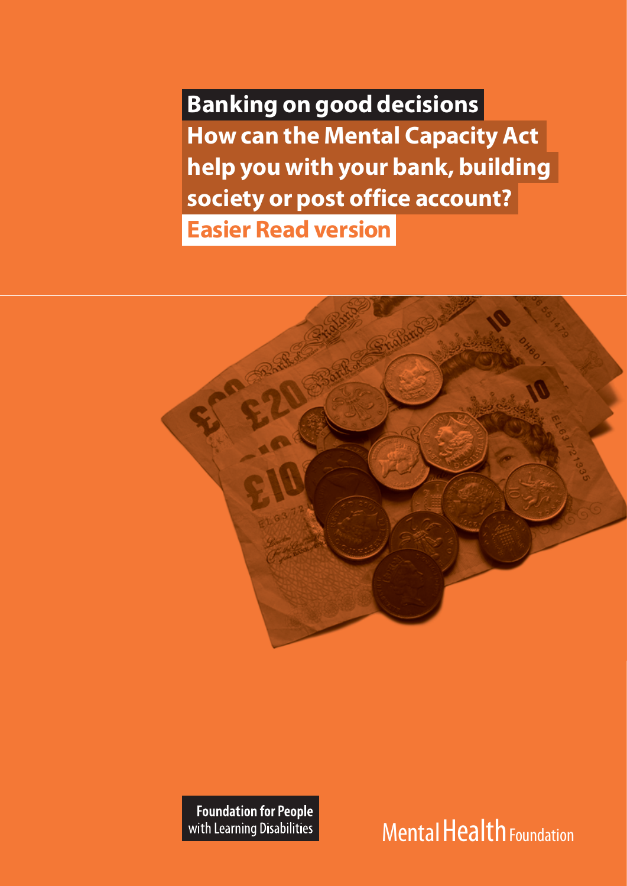# Banking on good decisions

## How can the Mental Capacity Act help you with your bank, building society or post office account?

**Easier Read version**

Foundation for People with Learning Disabilities

Mental Health Foundation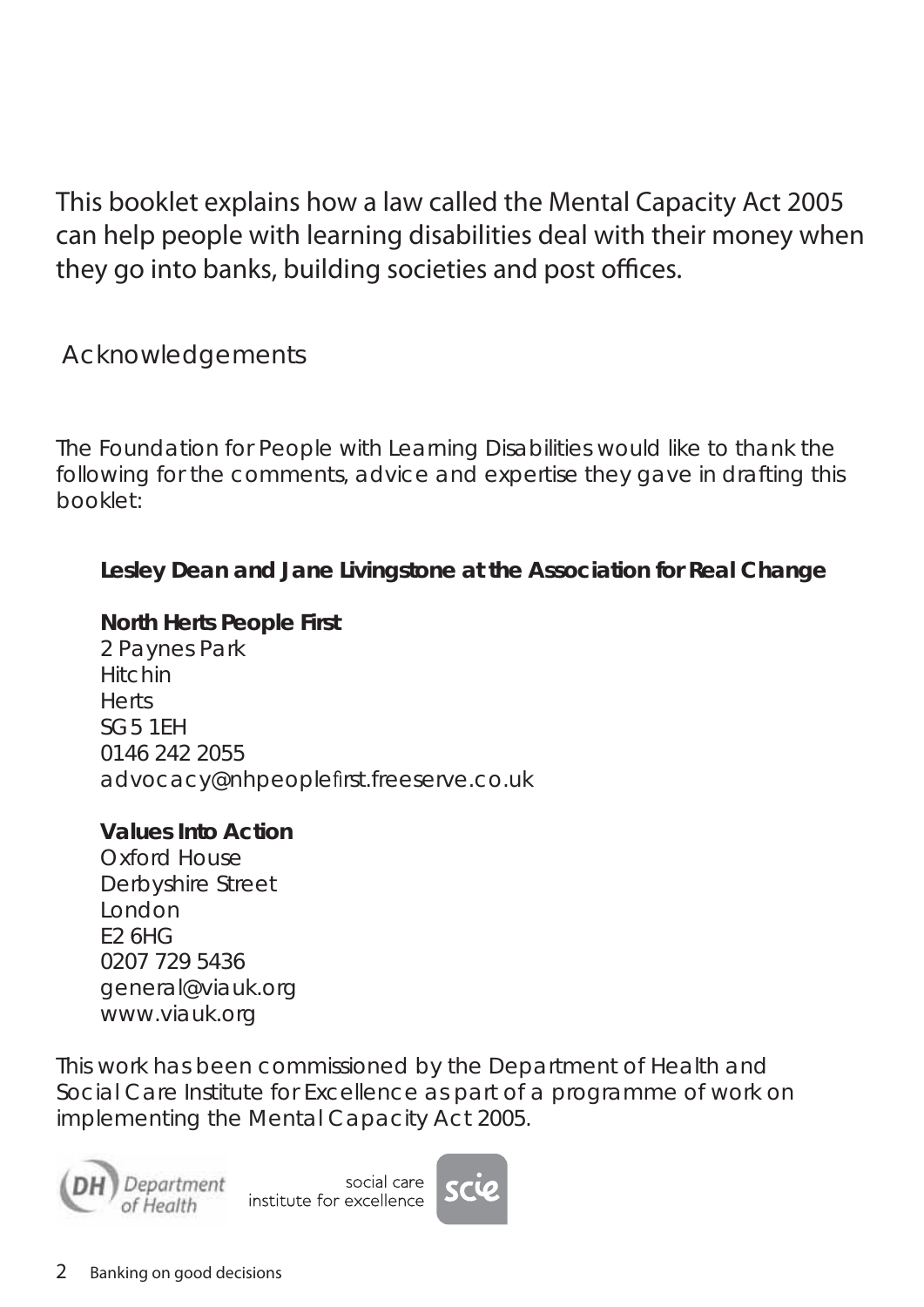This booklet explains how a law called the Mental Capacity Act 2005 can help people with learning disabilities deal with their money when they go into banks, building societies and post offices.

## Acknowledgements

The Foundation for People with Learning Disabilities would like to thank the following for the comments, advice and expertise they gave in drafting this booklet:

**Lesley Dean and Jane Livingstone at the Association for Real Change**

**North Herts People First**
2 Paynes Park
Hitchin
Herts
SG5 1EH
0146 242 2055
advocacy@nhpeoplefirst.freeserve.co.uk

**Values Into Action**
Oxford House
Derbyshire Street
London
E2 6HG
0207 729 5436
general@viauk.org
www.viauk.org

This work has been commissioned by the Department of Health and Social Care Institute for Excellence as part of a programme of work on implementing the Mental Capacity Act 2005.

DH Department of Health

social care institute for excellence scie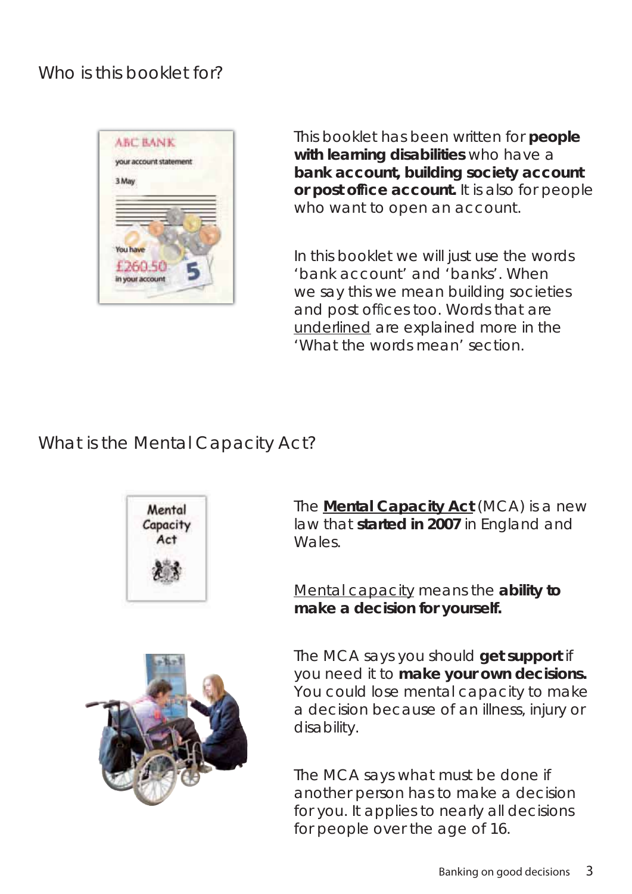## Who is this booklet for?

This booklet has been written for **people with learning disabilities** who have a **bank account, building society account or post office account.** It is also for people who want to open an account.

In this booklet we will just use the words 'bank account' and 'banks'. When we say this we mean building societies and post offices too. Words that are <u>underlined</u> are explained more in the 'What the words mean' section.

## What is the Mental Capacity Act?

The **<u>Mental Capacity Act</u>** (MCA) is a new law that **started in 2007** in England and Wales.

<u>Mental capacity</u> means the **ability to make a decision for yourself.**

The MCA says you should **get support** if you need it to **make your own decisions.** You could lose mental capacity to make a decision because of an illness, injury or disability.

The MCA says what must be done if another person has to make a decision for you. It applies to nearly all decisions for people over the age of 16.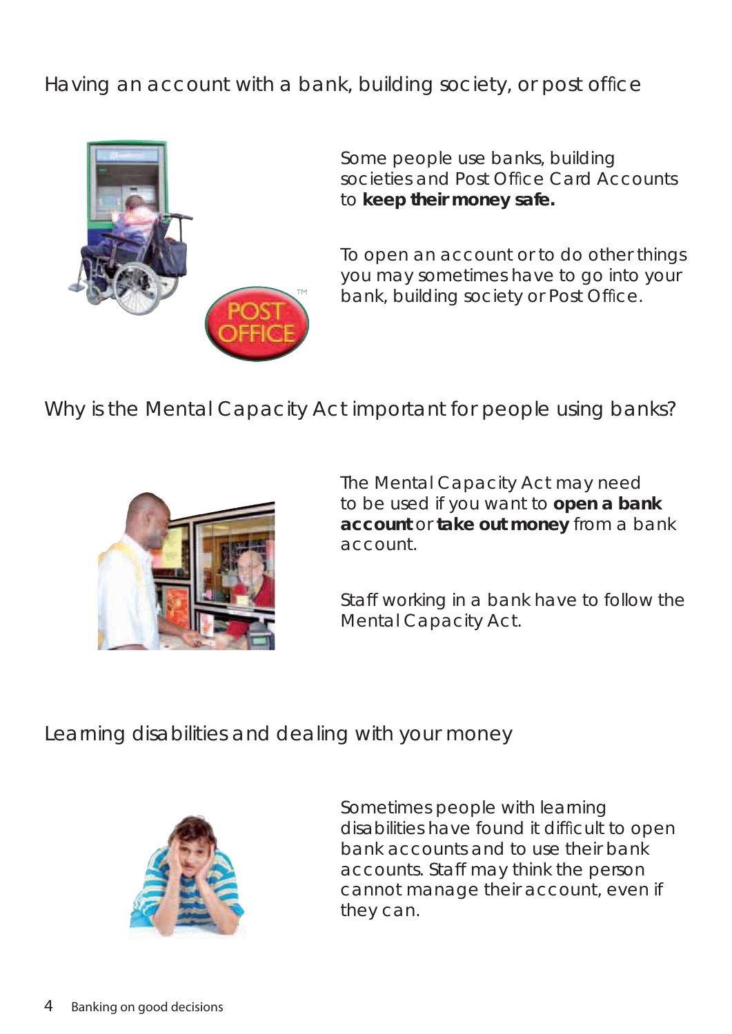## Having an account with a bank, building society, or post office

Some people use banks, building societies and Post Office Card Accounts to **keep their money safe.**

To open an account or to do other things you may sometimes have to go into your bank, building society or Post Office.

## Why is the Mental Capacity Act important for people using banks?

The Mental Capacity Act may need to be used if you want to **open a bank account** or **take out money** from a bank account.

Staff working in a bank have to follow the Mental Capacity Act.

## Learning disabilities and dealing with your money

Sometimes people with learning disabilities have found it difficult to open bank accounts and to use their bank accounts. Staff may think the person cannot manage their account, even if they can.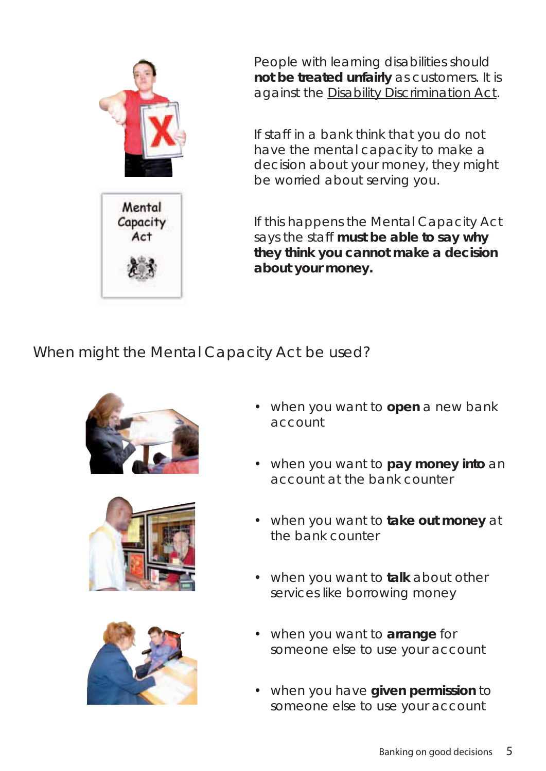People with learning disabilities should **not be treated unfairly** as customers. It is against the Disability Discrimination Act.

If staff in a bank think that you do not have the mental capacity to make a decision about your money, they might be worried about serving you.

If this happens the Mental Capacity Act says the staff **must be able to say why they think you cannot make a decision about your money.**

## When might the Mental Capacity Act be used?

- when you want to **open** a new bank account
- when you want to **pay money into** an account at the bank counter
- when you want to **take out money** at the bank counter
- when you want to **talk** about other services like borrowing money
- when you want to **arrange** for someone else to use your account
- when you have **given permission** to someone else to use your account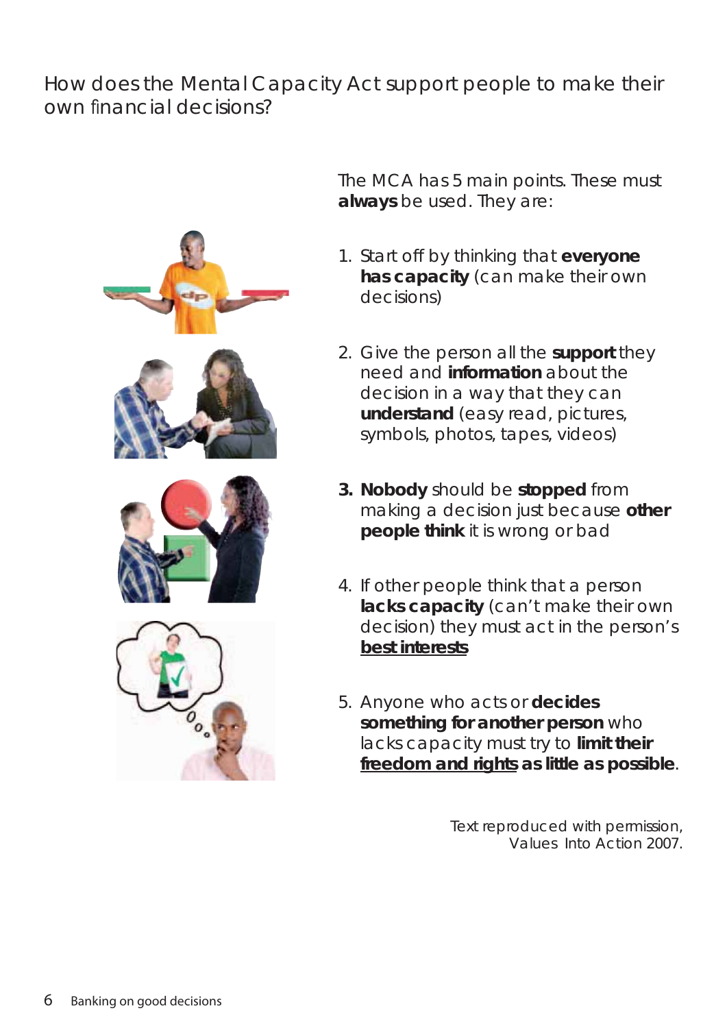## How does the Mental Capacity Act support people to make their own financial decisions?

The MCA has 5 main points. These must **always** be used. They are:

1. Start off by thinking that **everyone has capacity** (can make their own decisions)
2. Give the person all the **support** they need and **information** about the decision in a way that they can **understand** (easy read, pictures, symbols, photos, tapes, videos)
3. **Nobody** should be **stopped** from making a decision just because **other people think** it is wrong or bad
4. If other people think that a person **lacks capacity** (can't make their own decision) they must act in the person's <u>**best interests**</u>
5. Anyone who acts or **decides something for another person** who lacks capacity must try to **limit their <u>freedom and rights</u> as little as possible**.

Text reproduced with permission, Values Into Action 2007.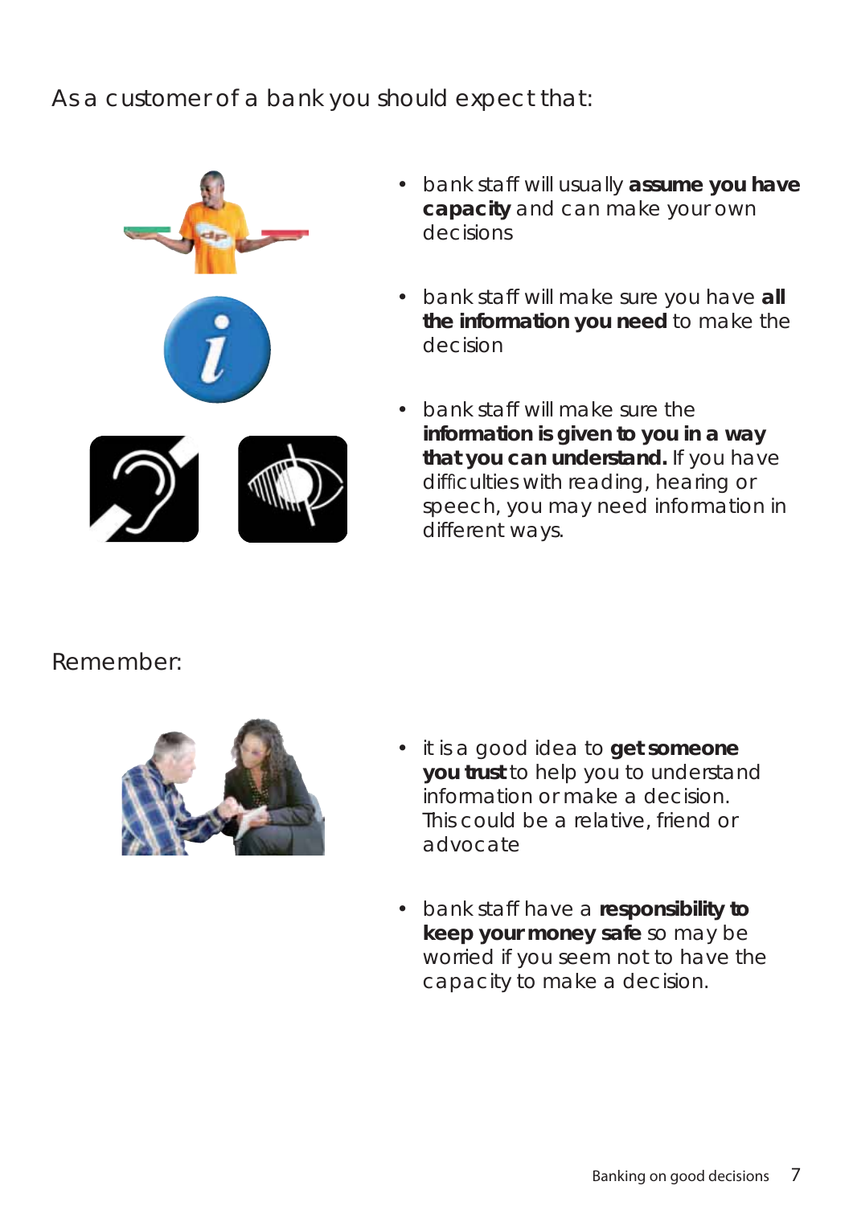As a customer of a bank you should expect that:

- bank staff will usually **assume you have capacity** and can make your own decisions
- bank staff will make sure you have **all the information you need** to make the decision
- bank staff will make sure the **information is given to you in a way that you can understand.** If you have difficulties with reading, hearing or speech, you may need information in different ways.

Remember:

- it is a good idea to **get someone you trust** to help you to understand information or make a decision. This could be a relative, friend or advocate
- bank staff have a **responsibility to keep your money safe** so may be worried if you seem not to have the capacity to make a decision.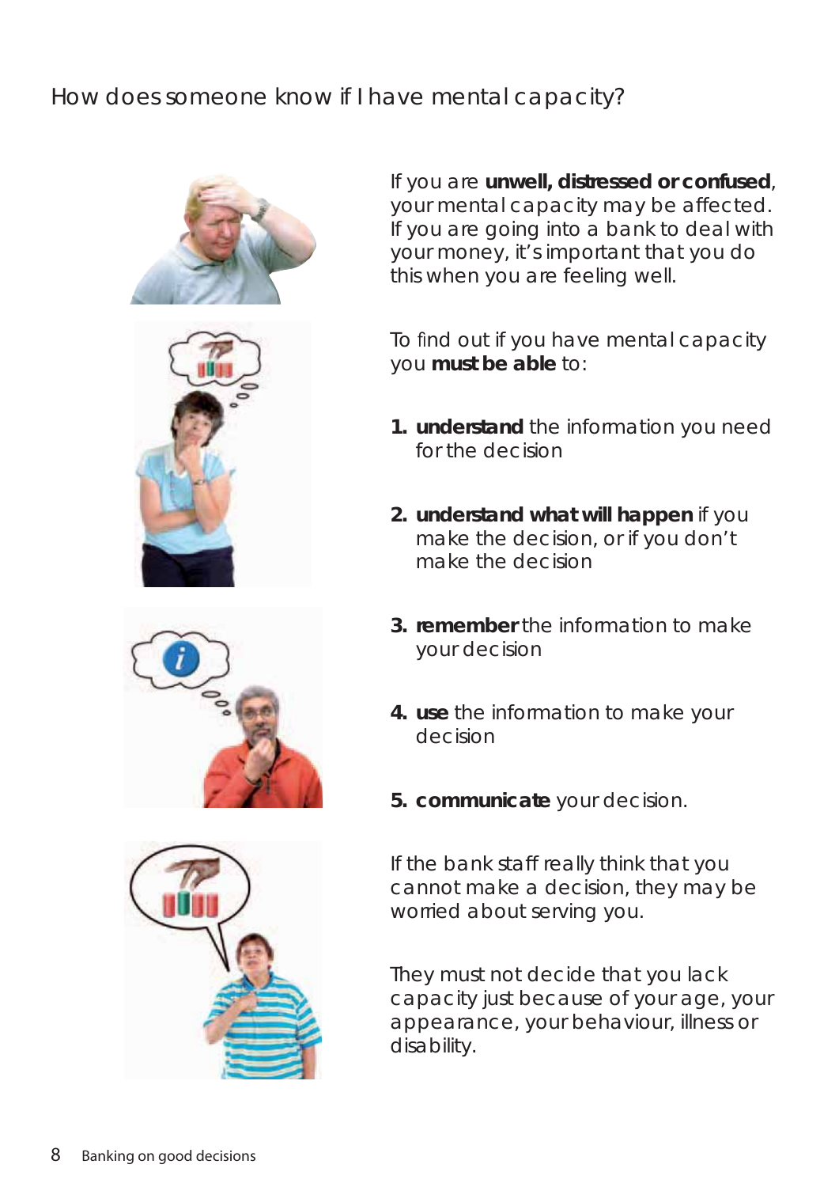## How does someone know if I have mental capacity?

If you are **unwell, distressed or confused**, your mental capacity may be affected. If you are going into a bank to deal with your money, it's important that you do this when you are feeling well.

To find out if you have mental capacity you **must be able** to:

1. **understand** the information you need for the decision
2. **understand what will happen** if you make the decision, or if you don't make the decision
3. **remember** the information to make your decision
4. **use** the information to make your decision
5. **communicate** your decision.

If the bank staff really think that you cannot make a decision, they may be worried about serving you.

They must not decide that you lack capacity just because of your age, your appearance, your behaviour, illness or disability.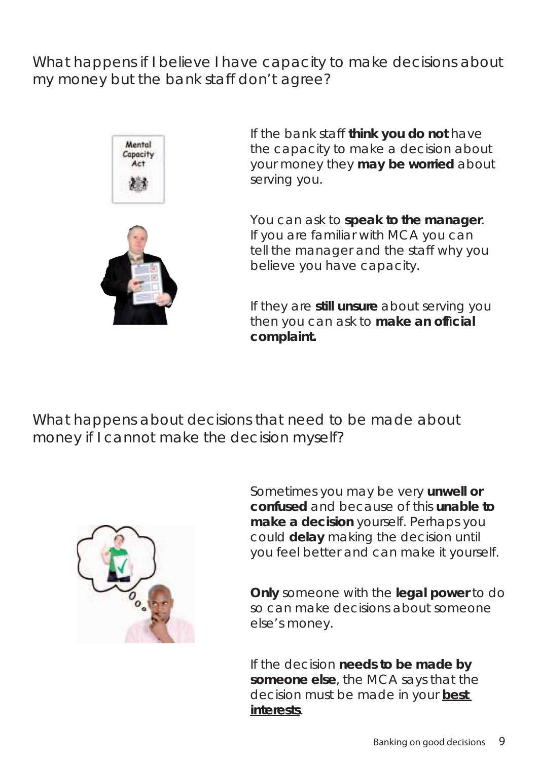## What happens if I believe I have capacity to make decisions about my money but the bank staff don't agree?

If the bank staff **think you do not** have the capacity to make a decision about your money they **may be worried** about serving you.

You can ask to **speak to the manager**. If you are familiar with MCA you can tell the manager and the staff why you believe you have capacity.

If they are **still unsure** about serving you then you can ask to **make an official complaint.**

## What happens about decisions that need to be made about money if I cannot make the decision myself?

Sometimes you may be very **unwell or confused** and because of this **unable to make a decision** yourself. Perhaps you could **delay** making the decision until you feel better and can make it yourself.

**Only** someone with the **legal power** to do so can make decisions about someone else's money.

If the decision **needs to be made by someone else**, the MCA says that the decision must be made in your **best interests**.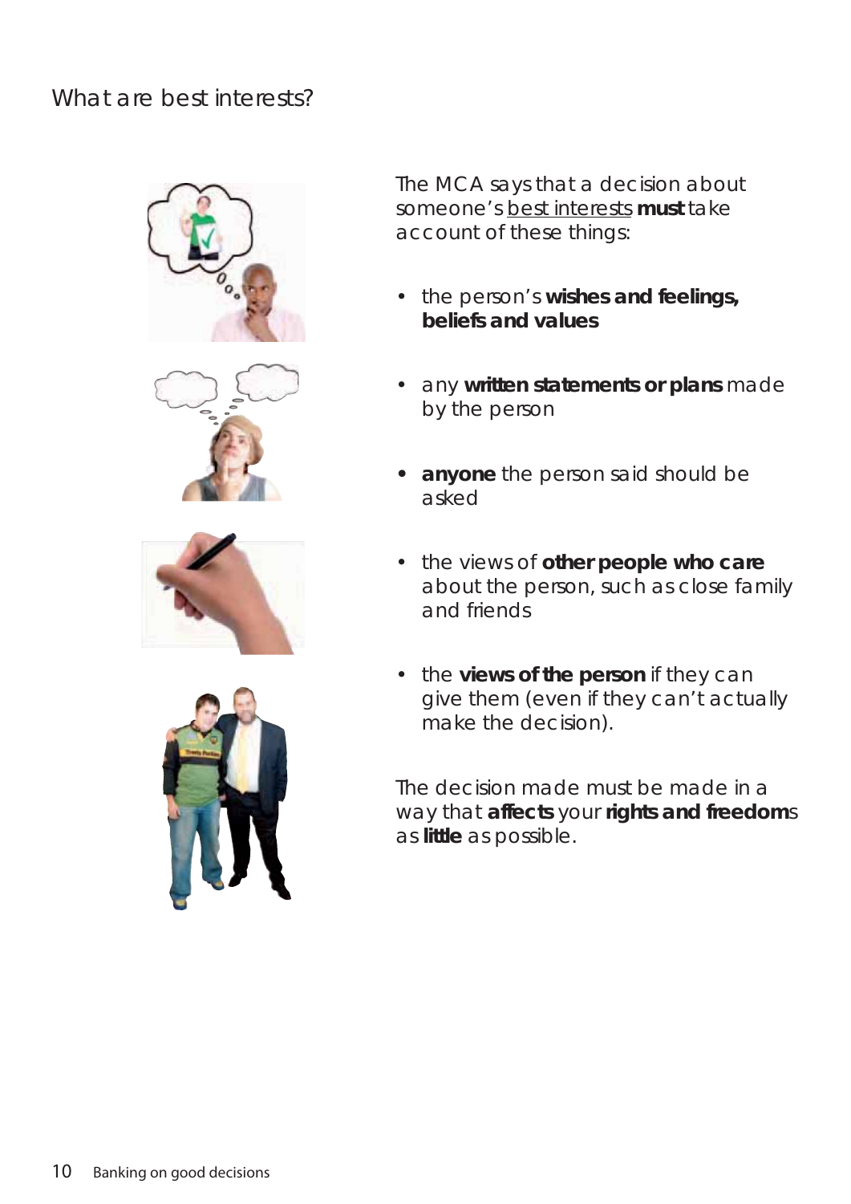## What are best interests?

The MCA says that a decision about someone's best interests **must** take account of these things:

- the person's **wishes and feelings, beliefs and values**
- any **written statements or plans** made by the person
- **anyone** the person said should be asked
- the views of **other people who care** about the person, such as close family and friends
- the **views of the person** if they can give them (even if they can't actually make the decision).

The decision made must be made in a way that **affects** your **rights and freedom**s as **little** as possible.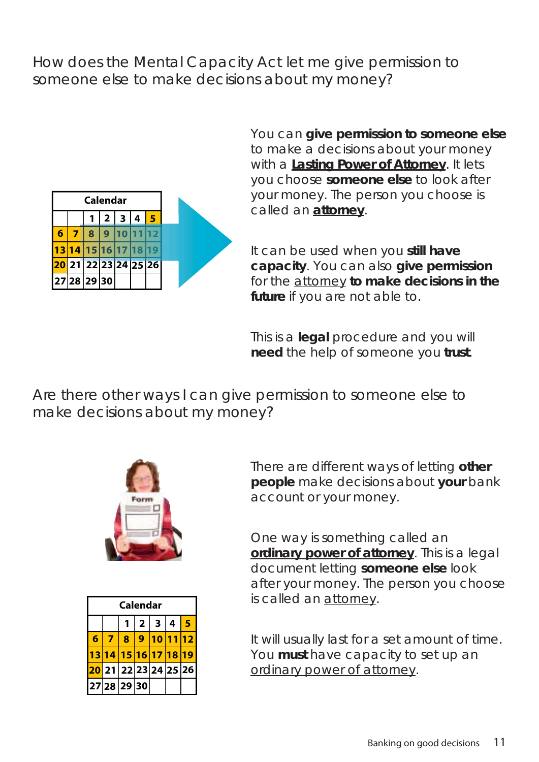## How does the Mental Capacity Act let me give permission to someone else to make decisions about my money?

You can **give permission to someone else** to make a decisions about your money with a **Lasting Power of Attorney**. It lets you choose **someone else** to look after your money. The person you choose is called an **attorney**.

It can be used when you **still have capacity**. You can also **give permission** for the attorney **to make decisions in the future** if you are not able to.

This is a **legal** procedure and you will **need** the help of someone you **trust**.

## Are there other ways I can give permission to someone else to make decisions about my money?

There are different ways of letting **other people** make decisions about **your** bank account or your money.

One way is something called an **ordinary power of attorney**. This is a legal document letting **someone else** look after your money. The person you choose is called an attorney.

It will usually last for a set amount of time. You **must** have capacity to set up an ordinary power of attorney.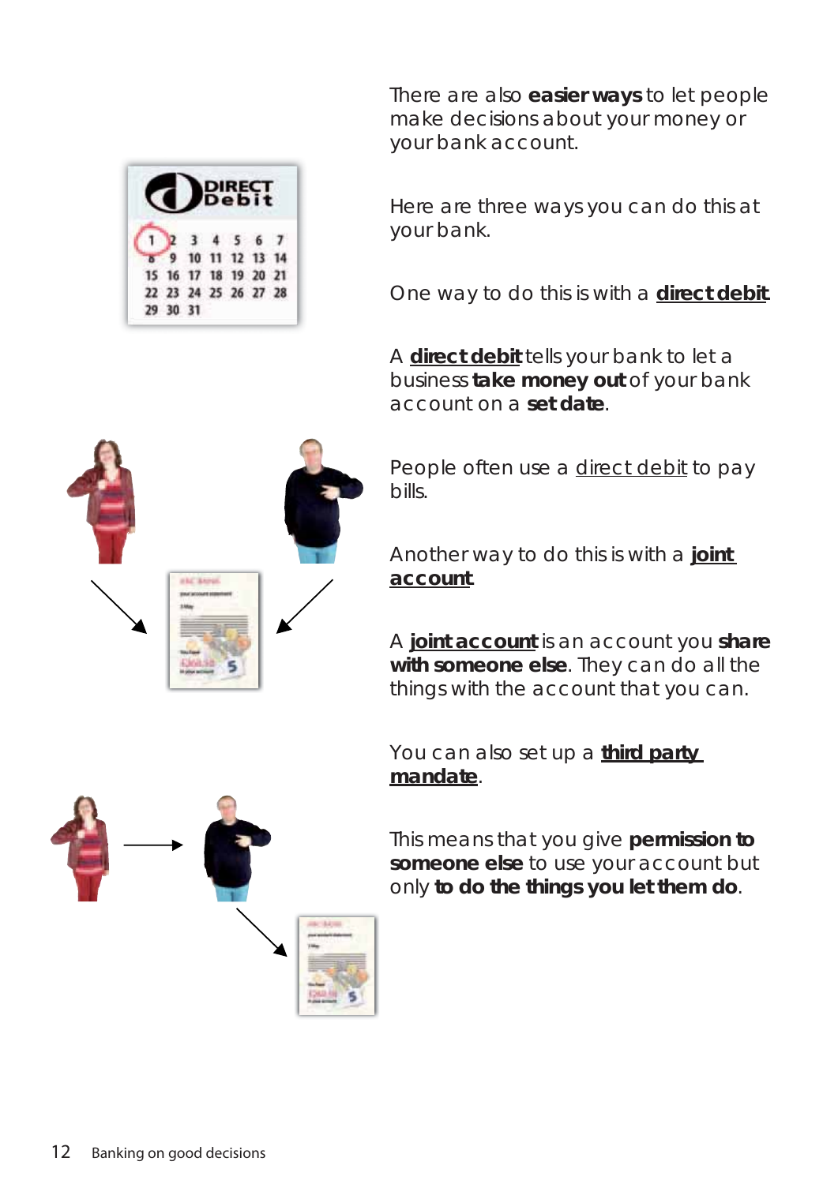There are also **easier ways** to let people make decisions about your money or your bank account.

Here are three ways you can do this at your bank.

One way to do this is with a **direct debit**.

A **direct debit** tells your bank to let a business **take money out** of your bank account on a **set date**.

People often use a direct debit to pay bills.

Another way to do this is with a **joint account**.

A **joint account** is an account you **share with someone else**. They can do all the things with the account that you can.

You can also set up a **third party mandate**.

This means that you give **permission to someone else** to use your account but only **to do the things you let them do**.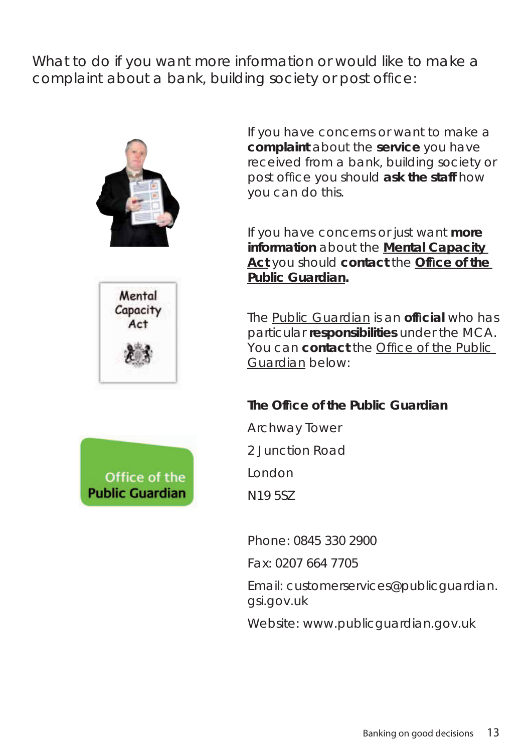What to do if you want more information or would like to make a complaint about a bank, building society or post office:

If you have concerns or want to make a **complaint** about the **service** you have received from a bank, building society or post office you should **ask the staff** how you can do this.

If you have concerns or just want **more information** about the **Mental Capacity Act** you should **contact** the **Office of the Public Guardian.**

The Public Guardian is an **official** who has particular **responsibilities** under the MCA. You can **contact** the Office of the Public Guardian below:

**The Office of the Public Guardian**

Archway Tower

2 Junction Road

London

N19 5SZ

Phone: 0845 330 2900

Fax: 0207 664 7705

Email: customerservices@publicguardian.gsi.gov.uk

Website: www.publicguardian.gov.uk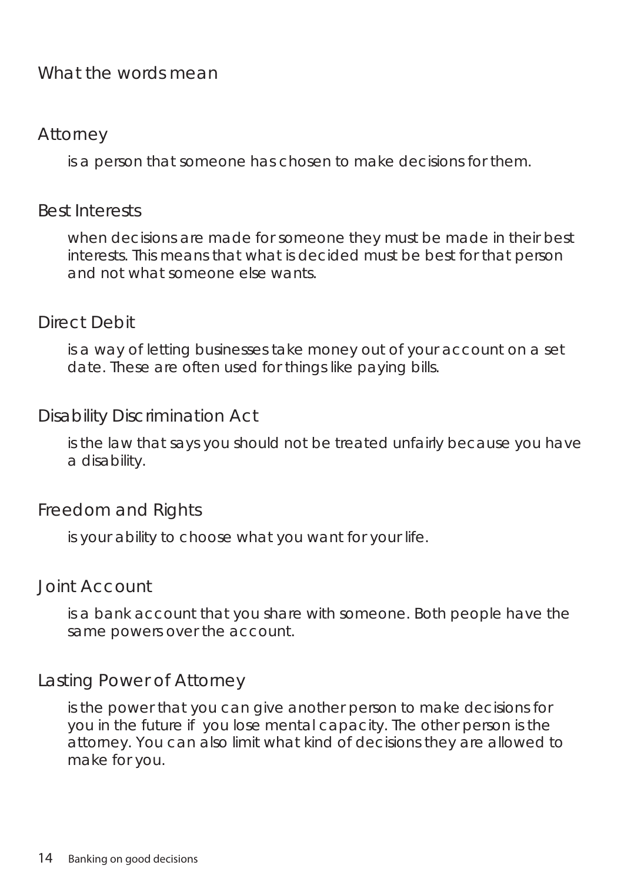# What the words mean

## Attorney

is a person that someone has chosen to make decisions for them.

## Best Interests

when decisions are made for someone they must be made in their best interests. This means that what is decided must be best for that person and not what someone else wants.

## Direct Debit

is a way of letting businesses take money out of your account on a set date. These are often used for things like paying bills.

## Disability Discrimination Act

is the law that says you should not be treated unfairly because you have a disability.

## Freedom and Rights

is your ability to choose what you want for your life.

## Joint Account

is a bank account that you share with someone. Both people have the same powers over the account.

## Lasting Power of Attorney

is the power that you can give another person to make decisions for you in the future if you lose mental capacity. The other person is the attorney. You can also limit what kind of decisions they are allowed to make for you.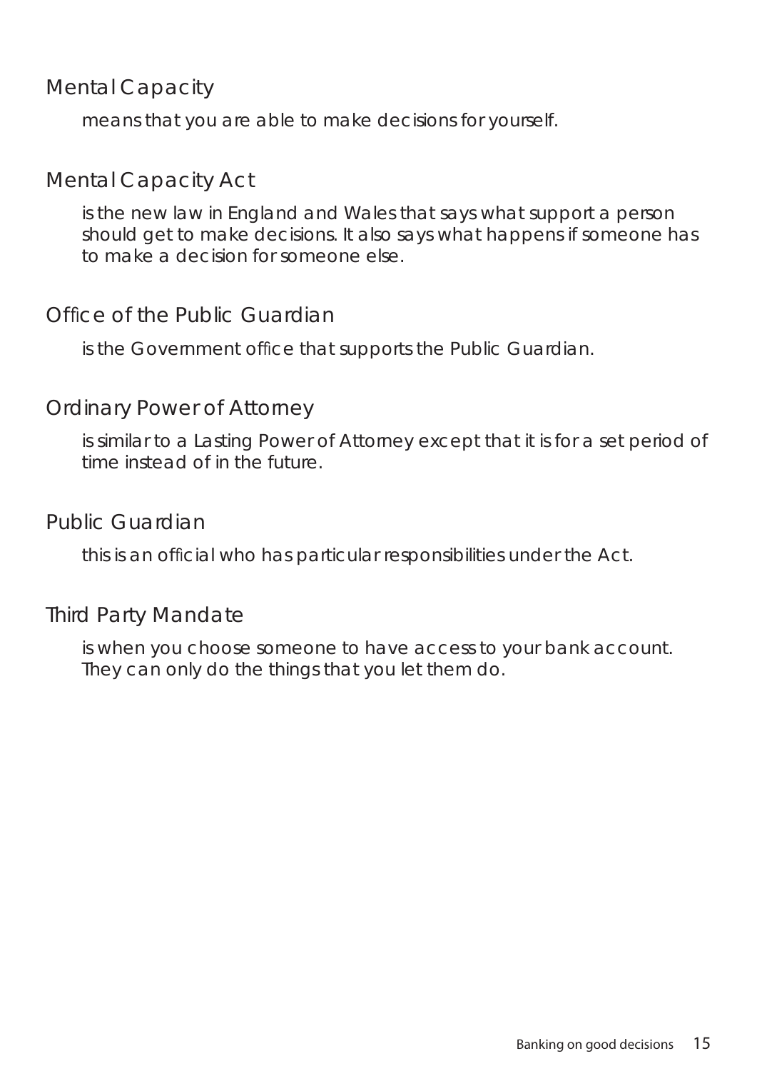### Mental Capacity

means that you are able to make decisions for yourself.

### Mental Capacity Act

is the new law in England and Wales that says what support a person should get to make decisions. It also says what happens if someone has to make a decision for someone else.

### Office of the Public Guardian

is the Government office that supports the Public Guardian.

### Ordinary Power of Attorney

is similar to a Lasting Power of Attorney except that it is for a set period of time instead of in the future.

### Public Guardian

this is an official who has particular responsibilities under the Act.

### Third Party Mandate

is when you choose someone to have access to your bank account. They can only do the things that you let them do.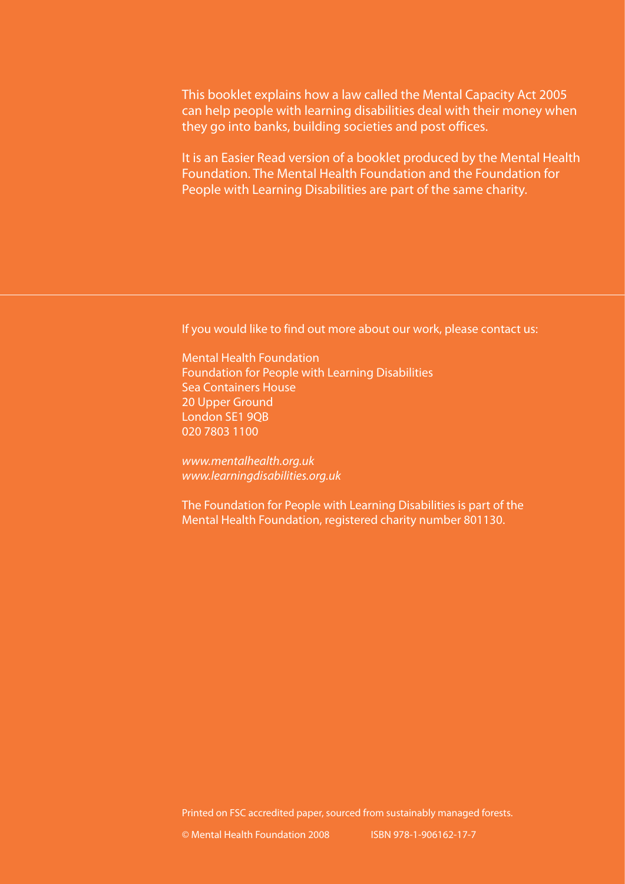This booklet explains how a law called the Mental Capacity Act 2005 can help people with learning disabilities deal with their money when they go into banks, building societies and post offices.

It is an Easier Read version of a booklet produced by the Mental Health Foundation. The Mental Health Foundation and the Foundation for People with Learning Disabilities are part of the same charity.

---

If you would like to find out more about our work, please contact us:

Mental Health Foundation  
Foundation for People with Learning Disabilities  
Sea Containers House  
20 Upper Ground  
London SE1 9QB  
020 7803 1100

*www.mentalhealth.org.uk*  
*www.learningdisabilities.org.uk*

The Foundation for People with Learning Disabilities is part of the Mental Health Foundation, registered charity number 801130.

Printed on FSC accredited paper, sourced from sustainably managed forests.

© Mental Health Foundation 2008 ISBN 978-1-906162-17-7